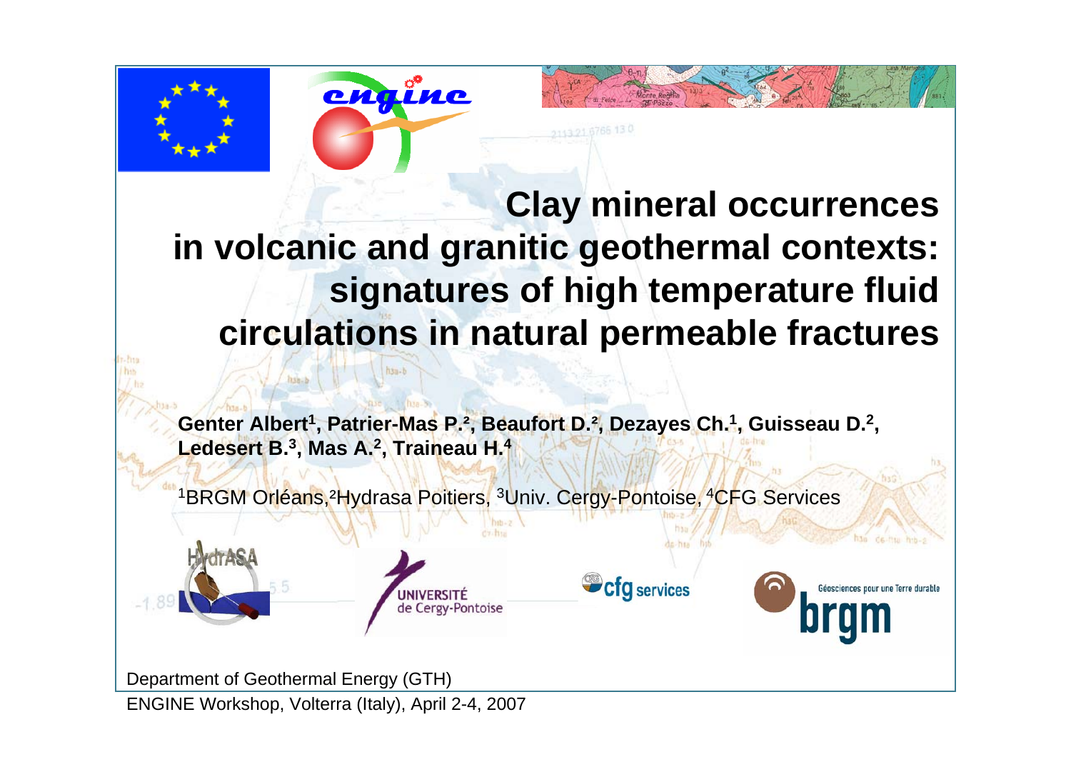# Clay mineral occurrences in volcanic and granitic geothermal contexts: signatures of high temperature fluid circulations in natural permeable fractures

**Genter Albert[1], Patrier-Mas P.[2], Beaufort D.[2], Dezayes Ch.[1], Guisseau D.[2], Ledesert B.[3], Mas A.[2], Traineau H.[4]**

[1]BRGM Orléans, [2]Hydrasa Poitiers, [3]Univ. Cergy-Pontoise, [4]CFG Services

Department of Geothermal Energy (GTH)

ENGINE Workshop, Volterra (Italy), April 2-4, 2007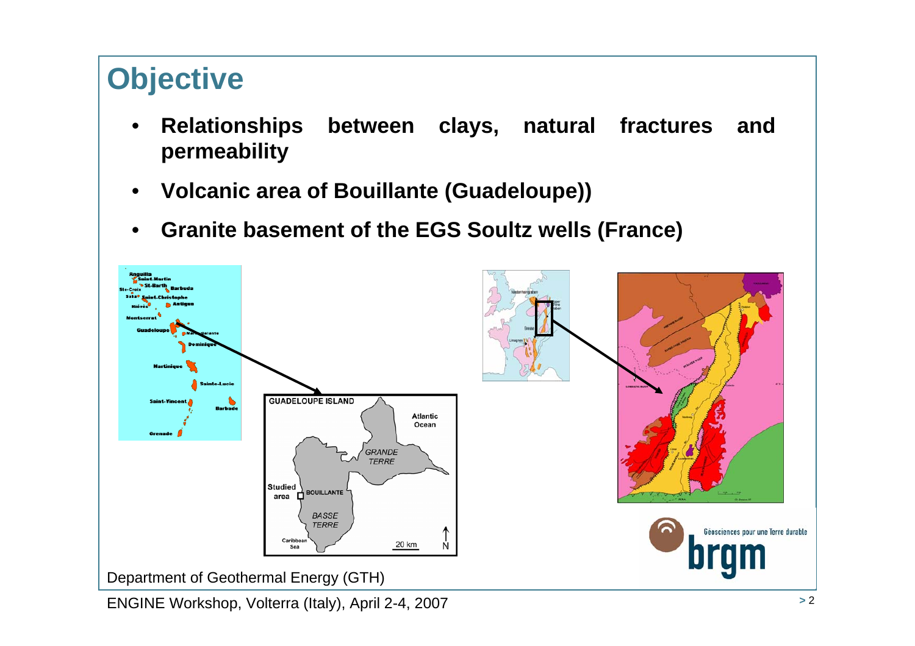# Objective

- **Relationships between clays, natural fractures and permeability**
- **Volcanic area of Bouillante (Guadeloupe))**
- **Granite basement of the EGS Soultz wells (France)**

Department of Geothermal Energy (GTH)

ENGINE Workshop, Volterra (Italy), April 2-4, 2007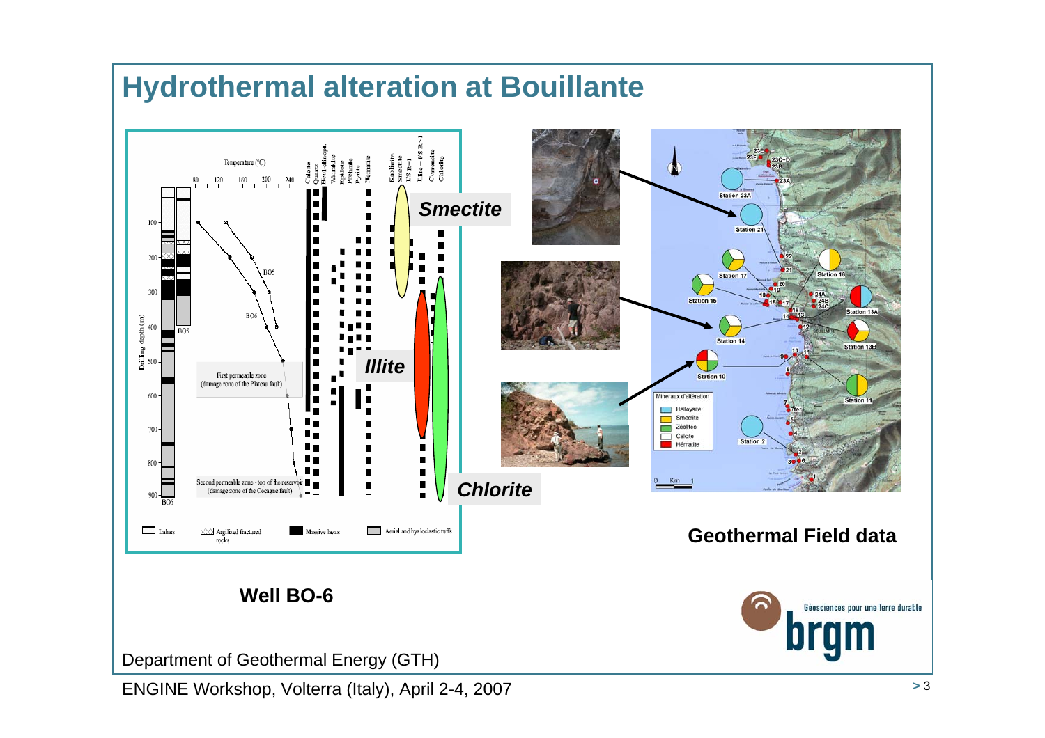# Hydrothermal alteration at Bouillante

*Smectite*

*Illite*

*Chlorite*

**Geothermal Field data**

**Well BO-6**

Department of Geothermal Energy (GTH)

ENGINE Workshop, Volterra (Italy), April 2-4, 2007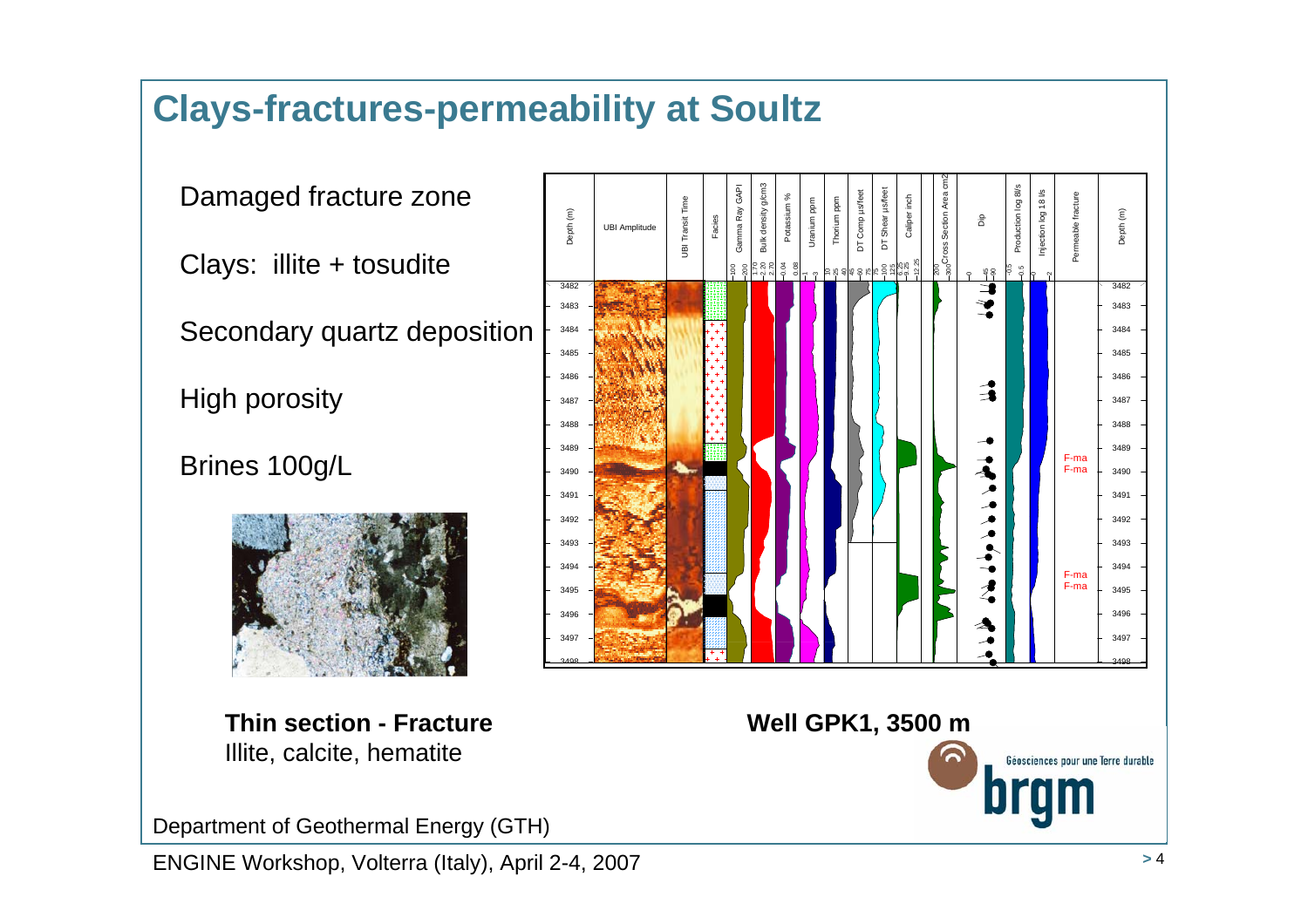# Clays-fractures-permeability at Soultz

Damaged fracture zone

Clays: illite + tosudite

Secondary quartz deposition

High porosity

Brines 100g/L

Depth (m)
UBI Amplitude
UBI Transit Time
Facies
Gamma Ray GAPI
Bulk density g/cm3
Potassium %
Uranium ppm
Thorium ppm
DT Comp µs/feet
DT Shear µs/feet
Caliper inch
Cross Section Area cm2
Dip
Production log 8l/s
Injection log 18 l/s
Permeable fracture
Depth (m)

3482
3483
3484
3485
3486
3487
3488
3489
3490
3491
3492
3493
3494
3495
3496
3497
3498

F-ma
F-ma
F-ma
F-ma

**Thin section - Fracture**
Illite, calcite, hematite

**Well GPK1, 3500 m**

Géosciences pour une Terre durable
brgm

Department of Geothermal Energy (GTH)

ENGINE Workshop, Volterra (Italy), April 2-4, 2007